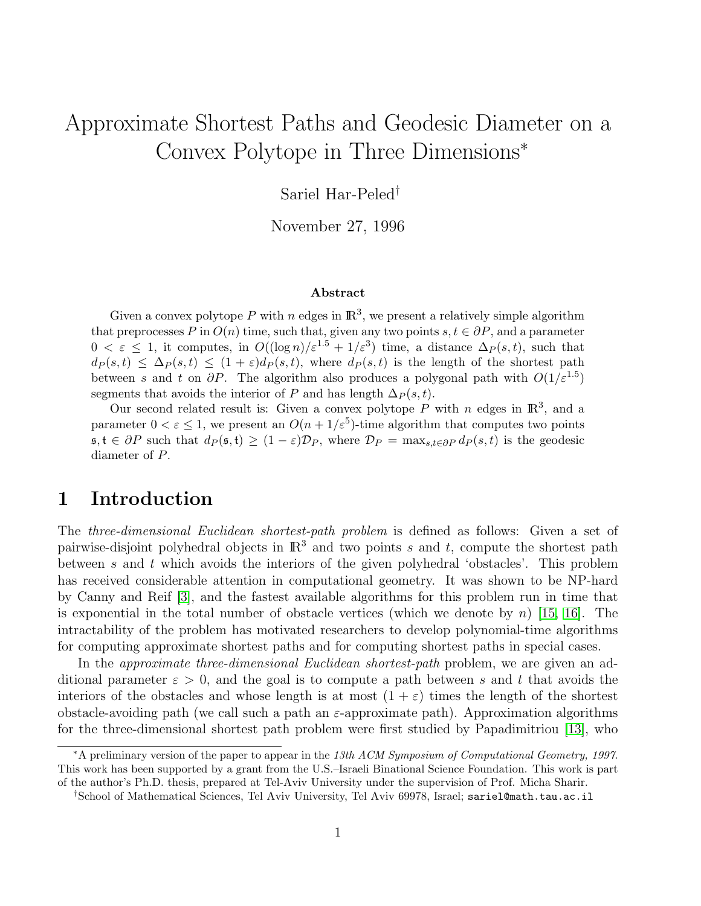# Approximate Shortest Paths and Geodesic Diameter on a Convex Polytope in Three Dimensions*

Sariel Har-Peled†

November 27, 1996

### Abstract

Given a convex polytope $P$ with $n$ edges in $\mathbb{R}^3$, we present a relatively simple algorithm that preprocesses $P$ in $O(n)$ time, such that, given any two points $s, t \in \partial P$, and a parameter $0 < \varepsilon \leq 1$, it computes, in $O((\log n)/\varepsilon^{1.5} + 1/\varepsilon^3)$ time, a distance $\Delta_P(s,t)$, such that $d_P(s,t) \leq \Delta_P(s,t) \leq (1+\varepsilon)d_P(s,t)$, where $d_P(s,t)$ is the length of the shortest path between $s$ and $t$ on $\partial P$. The algorithm also produces a polygonal path with $O(1/\varepsilon^{1.5})$ segments that avoids the interior of $P$ and has length $\Delta_P(s,t)$.

Our second related result is: Given a convex polytope $P$ with $n$ edges in $\mathbb{R}^3$, and a parameter $0 < \varepsilon \leq 1$, we present an $O(n + 1/\varepsilon^5)$-time algorithm that computes two points $\mathfrak{s}, \mathfrak{t} \in \partial P$ such that $d_P(\mathfrak{s}, \mathfrak{t}) \geq (1-\varepsilon)\mathcal{D}_P$, where $\mathcal{D}_P = \max_{s,t \in \partial P} d_P(s,t)$ is the geodesic diameter of $P$.

## 1 Introduction

The *three-dimensional Euclidean shortest-path problem* is defined as follows: Given a set of pairwise-disjoint polyhedral objects in $\mathbb{R}^3$ and two points $s$ and $t$, compute the shortest path between $s$ and $t$ which avoids the interiors of the given polyhedral 'obstacles'. This problem has received considerable attention in computational geometry. It was shown to be NP-hard by Canny and Reif [3], and the fastest available algorithms for this problem run in time that is exponential in the total number of obstacle vertices (which we denote by $n$) [15, 16]. The intractability of the problem has motivated researchers to develop polynomial-time algorithms for computing approximate shortest paths and for computing shortest paths in special cases.

In the *approximate three-dimensional Euclidean shortest-path* problem, we are given an additional parameter $\varepsilon > 0$, and the goal is to compute a path between $s$ and $t$ that avoids the interiors of the obstacles and whose length is at most $(1+\varepsilon)$ times the length of the shortest obstacle-avoiding path (we call such a path an $\varepsilon$-approximate path). Approximation algorithms for the three-dimensional shortest path problem were first studied by Papadimitriou [13], who

---

*A preliminary version of the paper to appear in the *13th ACM Symposium of Computational Geometry, 1997*. This work has been supported by a grant from the U.S.–Israeli Binational Science Foundation. This work is part of the author's Ph.D. thesis, prepared at Tel-Aviv University under the supervision of Prof. Micha Sharir.

†School of Mathematical Sciences, Tel Aviv University, Tel Aviv 69978, Israel; sariel@math.tau.ac.il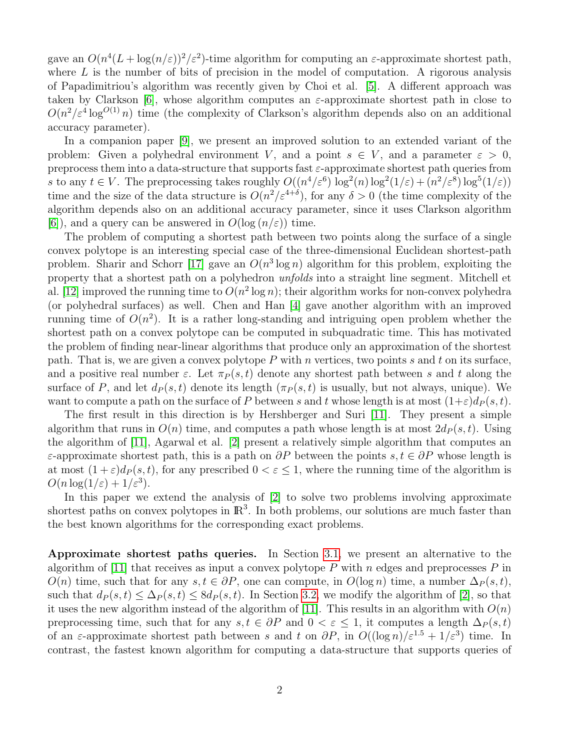gave an $O(n^4(L+\log(n/\varepsilon))^2/\varepsilon^2)$-time algorithm for computing an $\varepsilon$-approximate shortest path, where $L$ is the number of bits of precision in the model of computation. A rigorous analysis of Papadimitriou's algorithm was recently given by Choi et al. [5]. A different approach was taken by Clarkson [6], whose algorithm computes an $\varepsilon$-approximate shortest path in close to $O(n^2/\varepsilon^4 \log^{O(1)} n)$ time (the complexity of Clarkson's algorithm depends also on an additional accuracy parameter).

In a companion paper [9], we present an improved solution to an extended variant of the problem: Given a polyhedral environment $V$, and a point $s \in V$, and a parameter $\varepsilon > 0$, preprocess them into a data-structure that supports fast $\varepsilon$-approximate shortest path queries from $s$ to any $t \in V$. The preprocessing takes roughly $O((n^4/\varepsilon^6)\log^2(n)\log^2(1/\varepsilon) + (n^2/\varepsilon^8)\log^5(1/\varepsilon))$ time and the size of the data structure is $O(n^2/\varepsilon^{4+\delta})$, for any $\delta > 0$ (the time complexity of the algorithm depends also on an additional accuracy parameter, since it uses Clarkson algorithm [6]), and a query can be answered in $O(\log(n/\varepsilon))$ time.

The problem of computing a shortest path between two points along the surface of a single convex polytope is an interesting special case of the three-dimensional Euclidean shortest-path problem. Sharir and Schorr [17] gave an $O(n^3 \log n)$ algorithm for this problem, exploiting the property that a shortest path on a polyhedron *unfolds* into a straight line segment. Mitchell et al. [12] improved the running time to $O(n^2 \log n)$; their algorithm works for non-convex polyhedra (or polyhedral surfaces) as well. Chen and Han [4] gave another algorithm with an improved running time of $O(n^2)$. It is a rather long-standing and intriguing open problem whether the shortest path on a convex polytope can be computed in subquadratic time. This has motivated the problem of finding near-linear algorithms that produce only an approximation of the shortest path. That is, we are given a convex polytope $P$ with $n$ vertices, two points $s$ and $t$ on its surface, and a positive real number $\varepsilon$. Let $\pi_P(s,t)$ denote any shortest path between $s$ and $t$ along the surface of $P$, and let $d_P(s,t)$ denote its length ($\pi_P(s,t)$ is usually, but not always, unique). We want to compute a path on the surface of $P$ between $s$ and $t$ whose length is at most $(1+\varepsilon)d_P(s,t)$.

The first result in this direction is by Hershberger and Suri [11]. They present a simple algorithm that runs in $O(n)$ time, and computes a path whose length is at most $2d_P(s,t)$. Using the algorithm of [11], Agarwal et al. [2] present a relatively simple algorithm that computes an $\varepsilon$-approximate shortest path, this is a path on $\partial P$ between the points $s, t \in \partial P$ whose length is at most $(1+\varepsilon)d_P(s,t)$, for any prescribed $0 < \varepsilon \leq 1$, where the running time of the algorithm is $O(n \log(1/\varepsilon) + 1/\varepsilon^3)$.

In this paper we extend the analysis of [2] to solve two problems involving approximate shortest paths on convex polytopes in $\mathbb{R}^3$. In both problems, our solutions are much faster than the best known algorithms for the corresponding exact problems.

**Approximate shortest paths queries.** In Section 3.1, we present an alternative to the algorithm of [11] that receives as input a convex polytope $P$ with $n$ edges and preprocesses $P$ in $O(n)$ time, such that for any $s, t \in \partial P$, one can compute, in $O(\log n)$ time, a number $\Delta_P(s,t)$, such that $d_P(s,t) \leq \Delta_P(s,t) \leq 8d_P(s,t)$. In Section 3.2, we modify the algorithm of [2], so that it uses the new algorithm instead of the algorithm of [11]. This results in an algorithm with $O(n)$ preprocessing time, such that for any $s, t \in \partial P$ and $0 < \varepsilon \leq 1$, it computes a length $\Delta_P(s,t)$ of an $\varepsilon$-approximate shortest path between $s$ and $t$ on $\partial P$, in $O((\log n)/\varepsilon^{1.5} + 1/\varepsilon^3)$ time. In contrast, the fastest known algorithm for computing a data-structure that supports queries of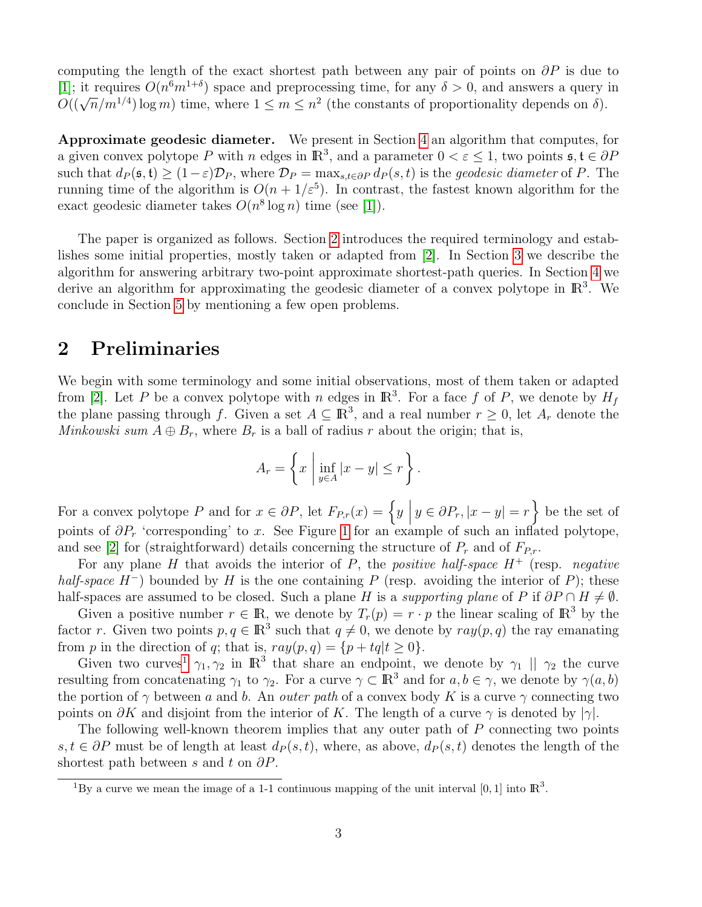computing the length of the exact shortest path between any pair of points on $\partial P$ is due to [1]; it requires $O(n^6 m^{1+\delta})$ space and preprocessing time, for any $\delta > 0$, and answers a query in $O((\sqrt{n}/m^{1/4}) \log m)$ time, where $1 \le m \le n^2$ (the constants of proportionality depends on $\delta$).

**Approximate geodesic diameter.** We present in Section 4 an algorithm that computes, for a given convex polytope $P$ with $n$ edges in $\mathbb{R}^3$, and a parameter $0 < \varepsilon \le 1$, two points $\mathfrak{s}, \mathfrak{t} \in \partial P$ such that $d_P(\mathfrak{s}, \mathfrak{t}) \ge (1-\varepsilon)\mathcal{D}_P$, where $\mathcal{D}_P = \max_{s,t \in \partial P} d_P(s,t)$ is the *geodesic diameter* of $P$. The running time of the algorithm is $O(n + 1/\varepsilon^5)$. In contrast, the fastest known algorithm for the exact geodesic diameter takes $O(n^8 \log n)$ time (see [1]).

The paper is organized as follows. Section 2 introduces the required terminology and establishes some initial properties, mostly taken or adapted from [2]. In Section 3 we describe the algorithm for answering arbitrary two-point approximate shortest-path queries. In Section 4 we derive an algorithm for approximating the geodesic diameter of a convex polytope in $\mathbb{R}^3$. We conclude in Section 5 by mentioning a few open problems.

## 2 Preliminaries

We begin with some terminology and some initial observations, most of them taken or adapted from [2]. Let $P$ be a convex polytope with $n$ edges in $\mathbb{R}^3$. For a face $f$ of $P$, we denote by $H_f$ the plane passing through $f$. Given a set $A \subseteq \mathbb{R}^3$, and a real number $r \ge 0$, let $A_r$ denote the *Minkowski sum* $A \oplus B_r$, where $B_r$ is a ball of radius $r$ about the origin; that is,

$$A_r = \left\{ x \;\middle|\; \inf_{y \in A} |x - y| \le r \right\}.$$

For a convex polytope $P$ and for $x \in \partial P$, let $F_{P,r}(x) = \left\{ y \;\middle|\; y \in \partial P_r, |x - y| = r \right\}$ be the set of points of $\partial P_r$ 'corresponding' to $x$. See Figure 1 for an example of such an inflated polytope, and see [2] for (straightforward) details concerning the structure of $P_r$ and of $F_{P,r}$.

For any plane $H$ that avoids the interior of $P$, the *positive half-space* $H^+$ (resp. *negative half-space* $H^-$) bounded by $H$ is the one containing $P$ (resp. avoiding the interior of $P$); these half-spaces are assumed to be closed. Such a plane $H$ is a *supporting plane* of $P$ if $\partial P \cap H \ne \emptyset$.

Given a positive number $r \in \mathbb{R}$, we denote by $T_r(p) = r \cdot p$ the linear scaling of $\mathbb{R}^3$ by the factor $r$. Given two points $p, q \in \mathbb{R}^3$ such that $q \ne 0$, we denote by $ray(p, q)$ the ray emanating from $p$ in the direction of $q$; that is, $ray(p, q) = \{p + tq | t \ge 0\}$.

Given two curves[1] $\gamma_1, \gamma_2$ in $\mathbb{R}^3$ that share an endpoint, we denote by $\gamma_1 \;||\; \gamma_2$ the curve resulting from concatenating $\gamma_1$ to $\gamma_2$. For a curve $\gamma \subset \mathbb{R}^3$ and for $a, b \in \gamma$, we denote by $\gamma(a, b)$ the portion of $\gamma$ between $a$ and $b$. An *outer path* of a convex body $K$ is a curve $\gamma$ connecting two points on $\partial K$ and disjoint from the interior of $K$. The length of a curve $\gamma$ is denoted by $|\gamma|$.

The following well-known theorem implies that any outer path of $P$ connecting two points $s, t \in \partial P$ must be of length at least $d_P(s, t)$, where, as above, $d_P(s, t)$ denotes the length of the shortest path between $s$ and $t$ on $\partial P$.

[1] By a curve we mean the image of a 1-1 continuous mapping of the unit interval $[0, 1]$ into $\mathbb{R}^3$.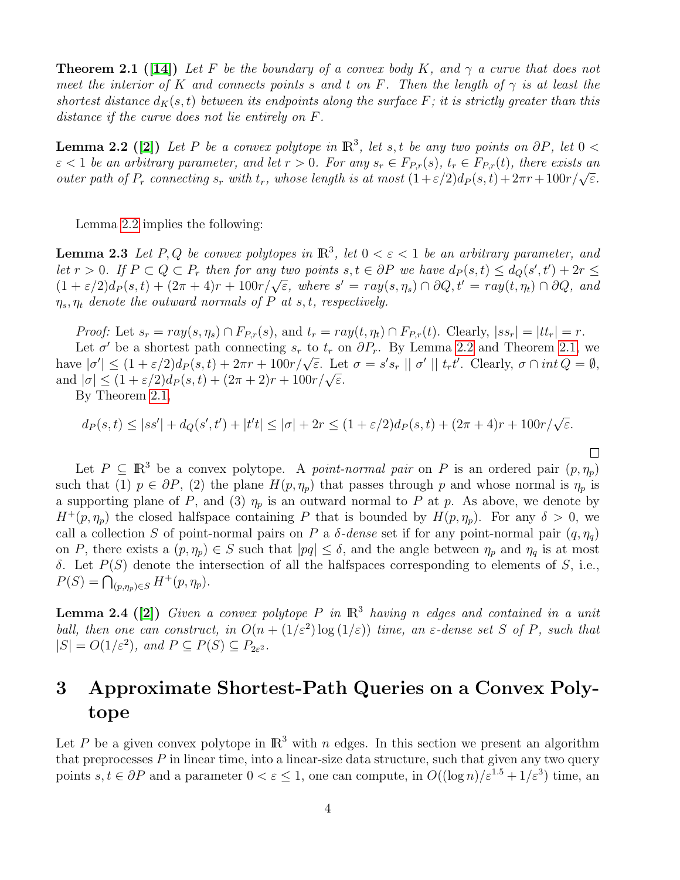**Theorem 2.1** ([14]) *Let $F$ be the boundary of a convex body $K$, and $\gamma$ a curve that does not meet the interior of $K$ and connects points $s$ and $t$ on $F$. Then the length of $\gamma$ is at least the shortest distance $d_K(s,t)$ between its endpoints along the surface $F$; it is strictly greater than this distance if the curve does not lie entirely on $F$.*

**Lemma 2.2** ([2]) *Let $P$ be a convex polytope in $\mathbb{R}^3$, let $s,t$ be any two points on $\partial P$, let $0 < \varepsilon < 1$ be an arbitrary parameter, and let $r > 0$. For any $s_r \in F_{P,r}(s)$, $t_r \in F_{P,r}(t)$, there exists an outer path of $P_r$ connecting $s_r$ with $t_r$, whose length is at most $(1+\varepsilon/2)d_P(s,t) + 2\pi r + 100r/\sqrt{\varepsilon}$.*

Lemma 2.2 implies the following:

**Lemma 2.3** *Let $P, Q$ be convex polytopes in $\mathbb{R}^3$, let $0 < \varepsilon < 1$ be an arbitrary parameter, and let $r > 0$. If $P \subset Q \subset P_r$ then for any two points $s,t \in \partial P$ we have $d_P(s,t) \le d_Q(s',t') + 2r \le (1+\varepsilon/2)d_P(s,t) + (2\pi+4)r + 100r/\sqrt{\varepsilon}$, where $s' = ray(s,\eta_s) \cap \partial Q$, $t' = ray(t,\eta_t) \cap \partial Q$, and $\eta_s, \eta_t$ denote the outward normals of $P$ at $s,t$, respectively.*

*Proof:* Let $s_r = ray(s,\eta_s) \cap F_{P,r}(s)$, and $t_r = ray(t,\eta_t) \cap F_{P,r}(t)$. Clearly, $|ss_r| = |tt_r| = r$.

Let $\sigma'$ be a shortest path connecting $s_r$ to $t_r$ on $\partial P_r$. By Lemma 2.2 and Theorem 2.1, we have $|\sigma'| \le (1+\varepsilon/2)d_P(s,t) + 2\pi r + 100r/\sqrt{\varepsilon}$. Let $\sigma = s's_r \mid\mid \sigma' \mid\mid t_rt'$. Clearly, $\sigma \cap int\, Q = \emptyset$, and $|\sigma| \le (1+\varepsilon/2)d_P(s,t) + (2\pi+2)r + 100r/\sqrt{\varepsilon}$.

By Theorem 2.1,

$$d_P(s,t) \le |ss'| + d_Q(s',t') + |t't| \le |\sigma| + 2r \le (1+\varepsilon/2)d_P(s,t) + (2\pi+4)r + 100r/\sqrt{\varepsilon}.$$

□

Let $P \subseteq \mathbb{R}^3$ be a convex polytope. A *point-normal pair* on $P$ is an ordered pair $(p, \eta_p)$ such that (1) $p \in \partial P$, (2) the plane $H(p,\eta_p)$ that passes through $p$ and whose normal is $\eta_p$ is a supporting plane of $P$, and (3) $\eta_p$ is an outward normal to $P$ at $p$. As above, we denote by $H^+(p,\eta_p)$ the closed halfspace containing $P$ that is bounded by $H(p,\eta_p)$. For any $\delta > 0$, we call a collection $S$ of point-normal pairs on $P$ a $\delta$-*dense* set if for any point-normal pair $(q,\eta_q)$ on $P$, there exists a $(p,\eta_p) \in S$ such that $|pq| \le \delta$, and the angle between $\eta_p$ and $\eta_q$ is at most $\delta$. Let $P(S)$ denote the intersection of all the halfspaces corresponding to elements of $S$, i.e., $P(S) = \bigcap_{(p,\eta_p)\in S} H^+(p,\eta_p)$.

**Lemma 2.4** ([2]) *Given a convex polytope $P$ in $\mathbb{R}^3$ having $n$ edges and contained in a unit ball, then one can construct, in $O(n + (1/\varepsilon^2)\log(1/\varepsilon))$ time, an $\varepsilon$-dense set $S$ of $P$, such that $|S| = O(1/\varepsilon^2)$, and $P \subseteq P(S) \subseteq P_{2\varepsilon^2}$.*

# 3 Approximate Shortest-Path Queries on a Convex Polytope

Let $P$ be a given convex polytope in $\mathbb{R}^3$ with $n$ edges. In this section we present an algorithm that preprocesses $P$ in linear time, into a linear-size data structure, such that given any two query points $s,t \in \partial P$ and a parameter $0 < \varepsilon \le 1$, one can compute, in $O((\log n)/\varepsilon^{1.5} + 1/\varepsilon^3)$ time, an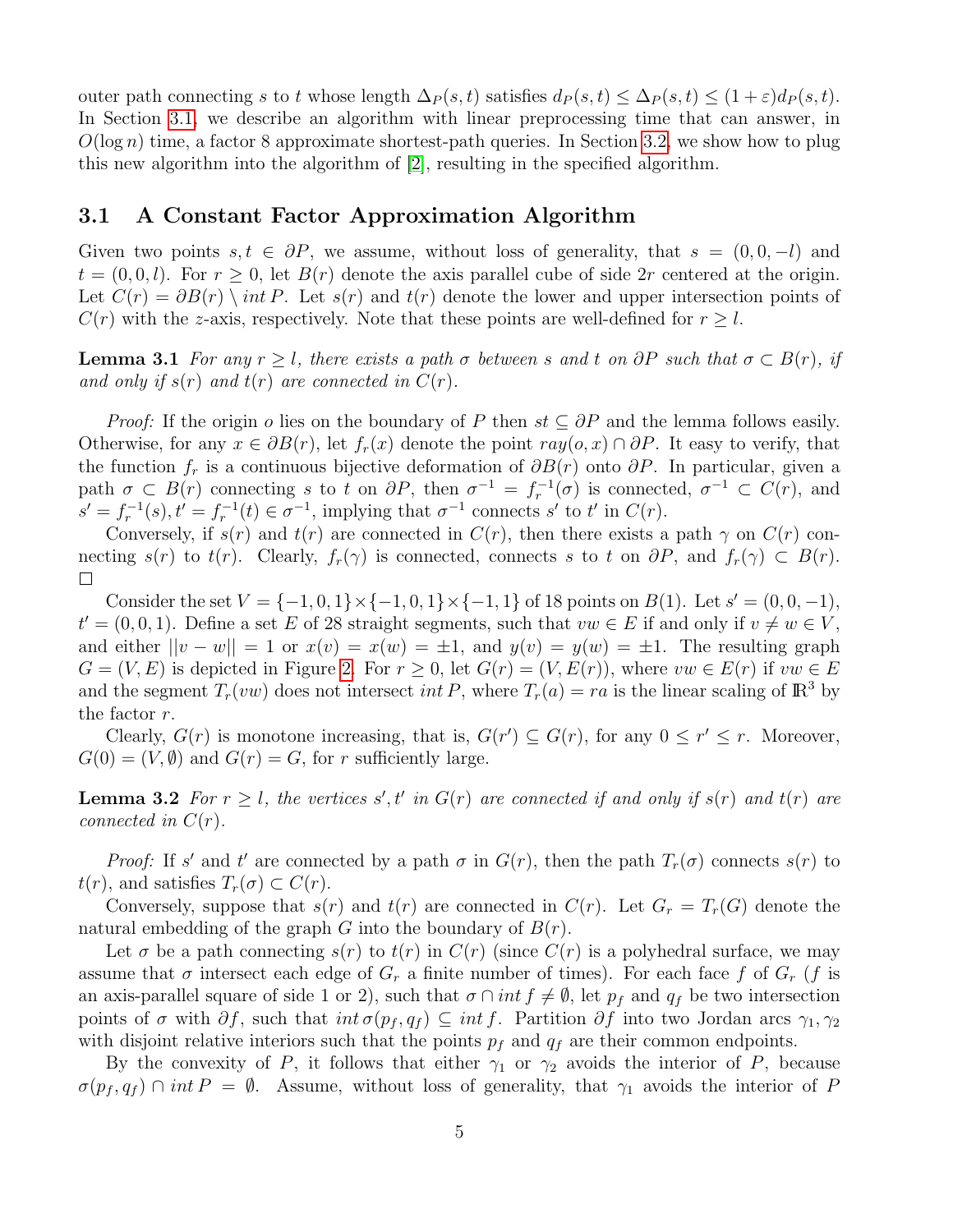outer path connecting $s$ to $t$ whose length $\Delta_P(s,t)$ satisfies $d_P(s,t) \le \Delta_P(s,t) \le (1+\varepsilon)d_P(s,t)$. In Section 3.1, we describe an algorithm with linear preprocessing time that can answer, in $O(\log n)$ time, a factor 8 approximate shortest-path queries. In Section 3.2, we show how to plug this new algorithm into the algorithm of [2], resulting in the specified algorithm.

### 3.1 A Constant Factor Approximation Algorithm

Given two points $s, t \in \partial P$, we assume, without loss of generality, that $s = (0, 0, -l)$ and $t = (0, 0, l)$. For $r \ge 0$, let $B(r)$ denote the axis parallel cube of side $2r$ centered at the origin. Let $C(r) = \partial B(r) \setminus int\, P$. Let $s(r)$ and $t(r)$ denote the lower and upper intersection points of $C(r)$ with the $z$-axis, respectively. Note that these points are well-defined for $r \ge l$.

**Lemma 3.1** *For any $r \ge l$, there exists a path $\sigma$ between $s$ and $t$ on $\partial P$ such that $\sigma \subset B(r)$, if and only if $s(r)$ and $t(r)$ are connected in $C(r)$.*

*Proof:* If the origin $o$ lies on the boundary of $P$ then $st \subseteq \partial P$ and the lemma follows easily. Otherwise, for any $x \in \partial B(r)$, let $f_r(x)$ denote the point $ray(o, x) \cap \partial P$. It easy to verify, that the function $f_r$ is a continuous bijective deformation of $\partial B(r)$ onto $\partial P$. In particular, given a path $\sigma \subset B(r)$ connecting $s$ to $t$ on $\partial P$, then $\sigma^{-1} = f_r^{-1}(\sigma)$ is connected, $\sigma^{-1} \subset C(r)$, and $s' = f_r^{-1}(s), t' = f_r^{-1}(t) \in \sigma^{-1}$, implying that $\sigma^{-1}$ connects $s'$ to $t'$ in $C(r)$.

Conversely, if $s(r)$ and $t(r)$ are connected in $C(r)$, then there exists a path $\gamma$ on $C(r)$ connecting $s(r)$ to $t(r)$. Clearly, $f_r(\gamma)$ is connected, connects $s$ to $t$ on $\partial P$, and $f_r(\gamma) \subset B(r)$. □

Consider the set $V = \{-1, 0, 1\} \times \{-1, 0, 1\} \times \{-1, 1\}$ of 18 points on $B(1)$. Let $s' = (0, 0, -1)$, $t' = (0, 0, 1)$. Define a set $E$ of 28 straight segments, such that $vw \in E$ if and only if $v \ne w \in V$, and either $||v - w|| = 1$ or $x(v) = x(w) = \pm 1$, and $y(v) = y(w) = \pm 1$. The resulting graph $G = (V, E)$ is depicted in Figure 2. For $r \ge 0$, let $G(r) = (V, E(r))$, where $vw \in E(r)$ if $vw \in E$ and the segment $T_r(vw)$ does not intersect $int\, P$, where $T_r(a) = ra$ is the linear scaling of $\mathbb{R}^3$ by the factor $r$.

Clearly, $G(r)$ is monotone increasing, that is, $G(r') \subseteq G(r)$, for any $0 \le r' \le r$. Moreover, $G(0) = (V, \emptyset)$ and $G(r) = G$, for $r$ sufficiently large.

**Lemma 3.2** *For $r \ge l$, the vertices $s', t'$ in $G(r)$ are connected if and only if $s(r)$ and $t(r)$ are connected in $C(r)$.*

*Proof:* If $s'$ and $t'$ are connected by a path $\sigma$ in $G(r)$, then the path $T_r(\sigma)$ connects $s(r)$ to $t(r)$, and satisfies $T_r(\sigma) \subset C(r)$.

Conversely, suppose that $s(r)$ and $t(r)$ are connected in $C(r)$. Let $G_r = T_r(G)$ denote the natural embedding of the graph $G$ into the boundary of $B(r)$.

Let $\sigma$ be a path connecting $s(r)$ to $t(r)$ in $C(r)$ (since $C(r)$ is a polyhedral surface, we may assume that $\sigma$ intersect each edge of $G_r$ a finite number of times). For each face $f$ of $G_r$ ($f$ is an axis-parallel square of side 1 or 2), such that $\sigma \cap int\, f \ne \emptyset$, let $p_f$ and $q_f$ be two intersection points of $\sigma$ with $\partial f$, such that $int\, \sigma(p_f, q_f) \subseteq int\, f$. Partition $\partial f$ into two Jordan arcs $\gamma_1, \gamma_2$ with disjoint relative interiors such that the points $p_f$ and $q_f$ are their common endpoints.

By the convexity of $P$, it follows that either $\gamma_1$ or $\gamma_2$ avoids the interior of $P$, because $\sigma(p_f, q_f) \cap int\, P = \emptyset$. Assume, without loss of generality, that $\gamma_1$ avoids the interior of $P$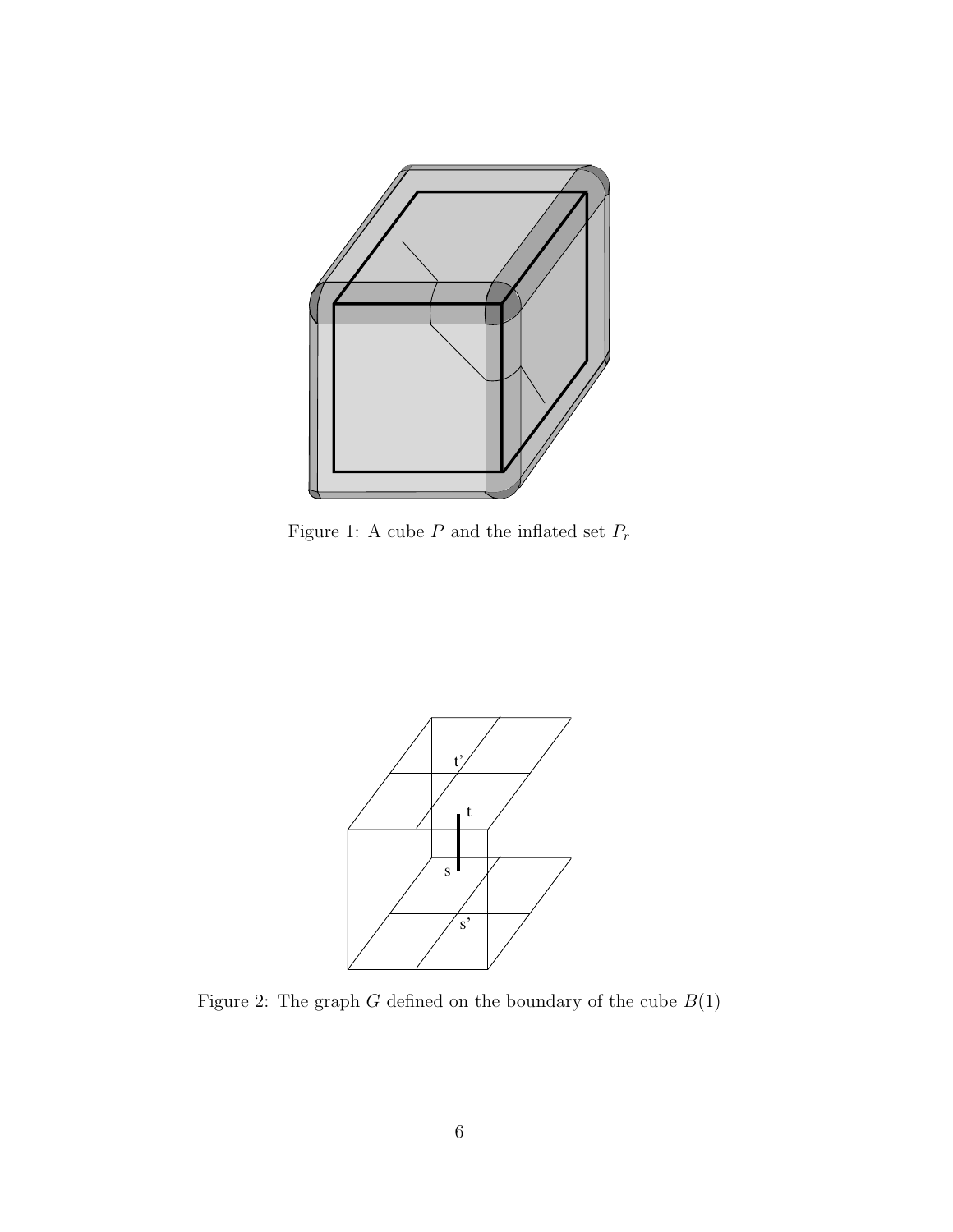Figure 1: A cube $P$ and the inflated set $P_r$

Figure 2: The graph $G$ defined on the boundary of the cube $B(1)$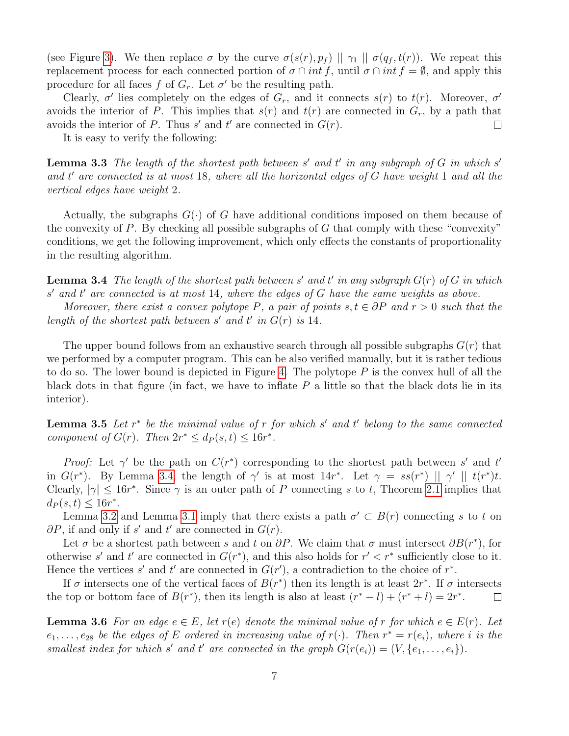(see Figure 3). We then replace $\sigma$ by the curve $\sigma(s(r), p_f) \parallel \gamma_1 \parallel \sigma(q_f, t(r))$. We repeat this replacement process for each connected portion of $\sigma \cap int\, f$, until $\sigma \cap int\, f = \emptyset$, and apply this procedure for all faces $f$ of $G_r$. Let $\sigma'$ be the resulting path.

Clearly, $\sigma'$ lies completely on the edges of $G_r$, and it connects $s(r)$ to $t(r)$. Moreover, $\sigma'$ avoids the interior of $P$. This implies that $s(r)$ and $t(r)$ are connected in $G_r$, by a path that avoids the interior of $P$. Thus $s'$ and $t'$ are connected in $G(r)$. $\square$

It is easy to verify the following:

**Lemma 3.3** *The length of the shortest path between $s'$ and $t'$ in any subgraph of $G$ in which $s'$ and $t'$ are connected is at most 18, where all the horizontal edges of $G$ have weight 1 and all the vertical edges have weight 2.*

Actually, the subgraphs $G(\cdot)$ of $G$ have additional conditions imposed on them because of the convexity of $P$. By checking all possible subgraphs of $G$ that comply with these "convexity" conditions, we get the following improvement, which only effects the constants of proportionality in the resulting algorithm.

**Lemma 3.4** *The length of the shortest path between $s'$ and $t'$ in any subgraph $G(r)$ of $G$ in which $s'$ and $t'$ are connected is at most 14, where the edges of $G$ have the same weights as above.*

*Moreover, there exist a convex polytope $P$, a pair of points $s, t \in \partial P$ and $r > 0$ such that the length of the shortest path between $s'$ and $t'$ in $G(r)$ is 14.*

The upper bound follows from an exhaustive search through all possible subgraphs $G(r)$ that we performed by a computer program. This can be also verified manually, but it is rather tedious to do so. The lower bound is depicted in Figure 4. The polytope $P$ is the convex hull of all the black dots in that figure (in fact, we have to inflate $P$ a little so that the black dots lie in its interior).

**Lemma 3.5** *Let $r^*$ be the minimal value of $r$ for which $s'$ and $t'$ belong to the same connected component of $G(r)$. Then $2r^* \leq d_P(s,t) \leq 16r^*$.*

*Proof:* Let $\gamma'$ be the path on $C(r^*)$ corresponding to the shortest path between $s'$ and $t'$ in $G(r^*)$. By Lemma 3.4, the length of $\gamma'$ is at most $14r^*$. Let $\gamma = ss(r^*) \parallel \gamma' \parallel t(r^*)t$. Clearly, $|\gamma| \leq 16r^*$. Since $\gamma$ is an outer path of $P$ connecting $s$ to $t$, Theorem 2.1 implies that $d_P(s,t) \leq 16r^*$.

Lemma 3.2 and Lemma 3.1 imply that there exists a path $\sigma' \subset B(r)$ connecting $s$ to $t$ on $\partial P$, if and only if $s'$ and $t'$ are connected in $G(r)$.

Let $\sigma$ be a shortest path between $s$ and $t$ on $\partial P$. We claim that $\sigma$ must intersect $\partial B(r^*)$, for otherwise $s'$ and $t'$ are connected in $G(r^*)$, and this also holds for $r' < r^*$ sufficiently close to it. Hence the vertices $s'$ and $t'$ are connected in $G(r')$, a contradiction to the choice of $r^*$.

If $\sigma$ intersects one of the vertical faces of $B(r^*)$ then its length is at least $2r^*$. If $\sigma$ intersects the top or bottom face of $B(r^*)$, then its length is also at least $(r^* - l) + (r^* + l) = 2r^*$. $\square$

**Lemma 3.6** *For an edge $e \in E$, let $r(e)$ denote the minimal value of $r$ for which $e \in E(r)$. Let $e_1, \ldots, e_{28}$ be the edges of $E$ ordered in increasing value of $r(\cdot)$. Then $r^* = r(e_i)$, where $i$ is the smallest index for which $s'$ and $t'$ are connected in the graph $G(r(e_i)) = (V, \{e_1, \ldots, e_i\})$.*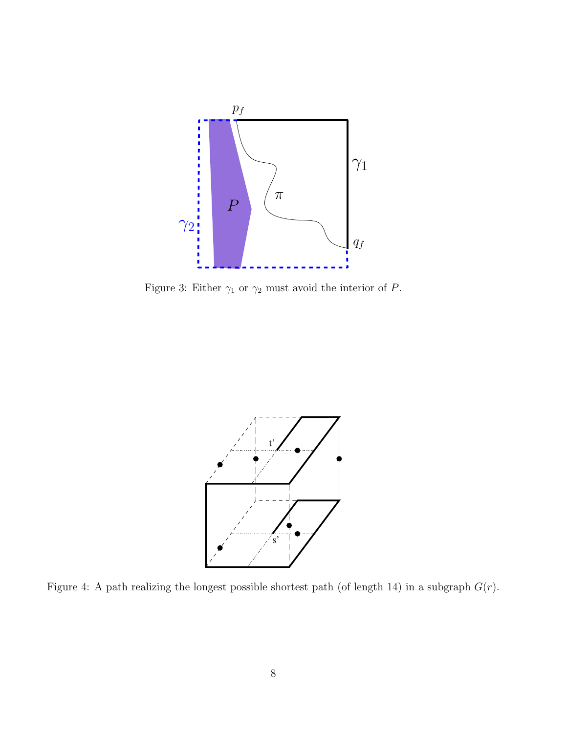Figure 3: Either $\gamma_1$ or $\gamma_2$ must avoid the interior of $P$.

Figure 4: A path realizing the longest possible shortest path (of length 14) in a subgraph $G(r)$.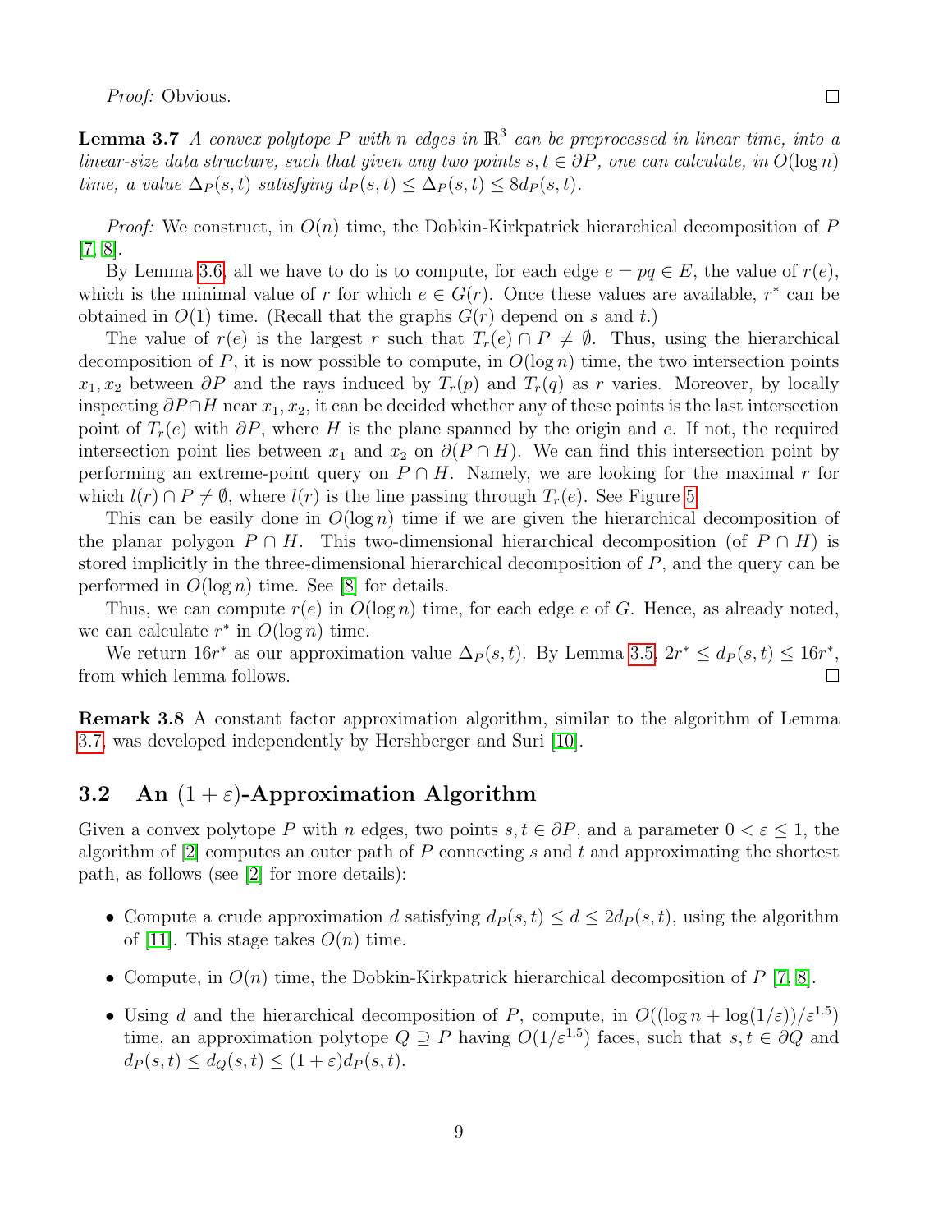*Proof:* Obvious. □

**Lemma 3.7** *A convex polytope $P$ with $n$ edges in $\mathbb{R}^3$ can be preprocessed in linear time, into a linear-size data structure, such that given any two points $s, t \in \partial P$, one can calculate, in $O(\log n)$ time, a value $\Delta_P(s,t)$ satisfying $d_P(s,t) \le \Delta_P(s,t) \le 8 d_P(s,t)$.*

*Proof:* We construct, in $O(n)$ time, the Dobkin-Kirkpatrick hierarchical decomposition of $P$ [7, 8].

By Lemma 3.6, all we have to do is to compute, for each edge $e = pq \in E$, the value of $r(e)$, which is the minimal value of $r$ for which $e \in G(r)$. Once these values are available, $r^*$ can be obtained in $O(1)$ time. (Recall that the graphs $G(r)$ depend on $s$ and $t$.)

The value of $r(e)$ is the largest $r$ such that $T_r(e) \cap P \neq \emptyset$. Thus, using the hierarchical decomposition of $P$, it is now possible to compute, in $O(\log n)$ time, the two intersection points $x_1, x_2$ between $\partial P$ and the rays induced by $T_r(p)$ and $T_r(q)$ as $r$ varies. Moreover, by locally inspecting $\partial P \cap H$ near $x_1, x_2$, it can be decided whether any of these points is the last intersection point of $T_r(e)$ with $\partial P$, where $H$ is the plane spanned by the origin and $e$. If not, the required intersection point lies between $x_1$ and $x_2$ on $\partial(P \cap H)$. We can find this intersection point by performing an extreme-point query on $P \cap H$. Namely, we are looking for the maximal $r$ for which $l(r) \cap P \neq \emptyset$, where $l(r)$ is the line passing through $T_r(e)$. See Figure 5.

This can be easily done in $O(\log n)$ time if we are given the hierarchical decomposition of the planar polygon $P \cap H$. This two-dimensional hierarchical decomposition (of $P \cap H$) is stored implicitly in the three-dimensional hierarchical decomposition of $P$, and the query can be performed in $O(\log n)$ time. See [8] for details.

Thus, we can compute $r(e)$ in $O(\log n)$ time, for each edge $e$ of $G$. Hence, as already noted, we can calculate $r^*$ in $O(\log n)$ time.

We return $16r^*$ as our approximation value $\Delta_P(s,t)$. By Lemma 3.5, $2r^* \le d_P(s,t) \le 16r^*$, from which lemma follows. □

**Remark 3.8** A constant factor approximation algorithm, similar to the algorithm of Lemma 3.7, was developed independently by Hershberger and Suri [10].

## 3.2 An $(1+\varepsilon)$-Approximation Algorithm

Given a convex polytope $P$ with $n$ edges, two points $s, t \in \partial P$, and a parameter $0 < \varepsilon \le 1$, the algorithm of [2] computes an outer path of $P$ connecting $s$ and $t$ and approximating the shortest path, as follows (see [2] for more details):

- Compute a crude approximation $d$ satisfying $d_P(s,t) \le d \le 2d_P(s,t)$, using the algorithm of [11]. This stage takes $O(n)$ time.
- Compute, in $O(n)$ time, the Dobkin-Kirkpatrick hierarchical decomposition of $P$ [7, 8].
- Using $d$ and the hierarchical decomposition of $P$, compute, in $O((\log n + \log(1/\varepsilon))/\varepsilon^{1.5})$ time, an approximation polytope $Q \supseteq P$ having $O(1/\varepsilon^{1.5})$ faces, such that $s, t \in \partial Q$ and $d_P(s,t) \le d_Q(s,t) \le (1+\varepsilon)d_P(s,t)$.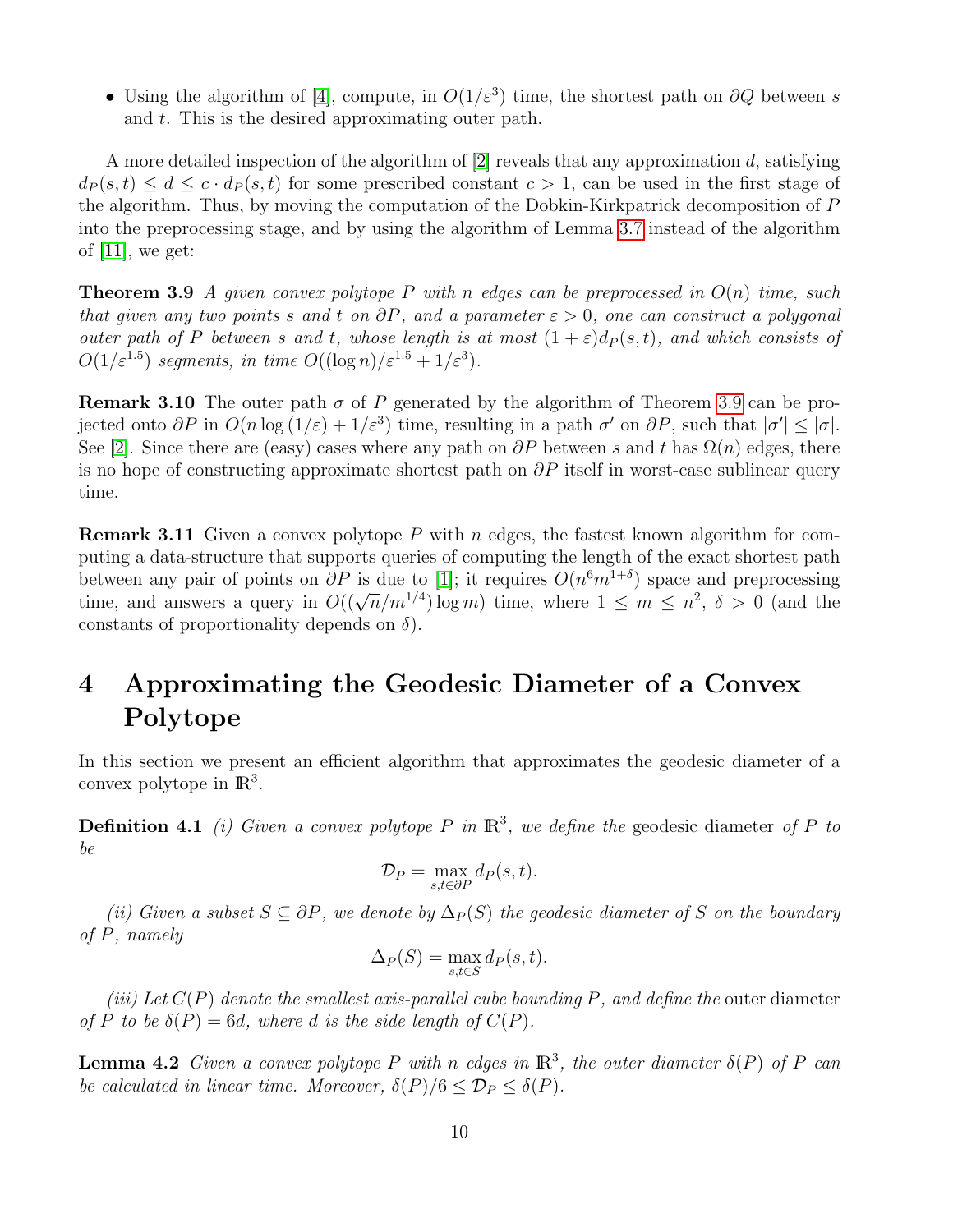- Using the algorithm of [4], compute, in $O(1/\varepsilon^3)$ time, the shortest path on $\partial Q$ between $s$ and $t$. This is the desired approximating outer path.

A more detailed inspection of the algorithm of [2] reveals that any approximation $d$, satisfying $d_P(s,t) \le d \le c \cdot d_P(s,t)$ for some prescribed constant $c > 1$, can be used in the first stage of the algorithm. Thus, by moving the computation of the Dobkin-Kirkpatrick decomposition of $P$ into the preprocessing stage, and by using the algorithm of Lemma 3.7 instead of the algorithm of [11], we get:

**Theorem 3.9** *A given convex polytope $P$ with $n$ edges can be preprocessed in $O(n)$ time, such that given any two points $s$ and $t$ on $\partial P$, and a parameter $\varepsilon > 0$, one can construct a polygonal outer path of $P$ between $s$ and $t$, whose length is at most $(1+\varepsilon)d_P(s,t)$, and which consists of $O(1/\varepsilon^{1.5})$ segments, in time $O((\log n)/\varepsilon^{1.5} + 1/\varepsilon^3)$.*

**Remark 3.10** The outer path $\sigma$ of $P$ generated by the algorithm of Theorem 3.9 can be projected onto $\partial P$ in $O(n \log(1/\varepsilon) + 1/\varepsilon^3)$ time, resulting in a path $\sigma'$ on $\partial P$, such that $|\sigma'| \le |\sigma|$. See [2]. Since there are (easy) cases where any path on $\partial P$ between $s$ and $t$ has $\Omega(n)$ edges, there is no hope of constructing approximate shortest path on $\partial P$ itself in worst-case sublinear query time.

**Remark 3.11** Given a convex polytope $P$ with $n$ edges, the fastest known algorithm for computing a data-structure that supports queries of computing the length of the exact shortest path between any pair of points on $\partial P$ is due to [1]; it requires $O(n^6 m^{1+\delta})$ space and preprocessing time, and answers a query in $O((\sqrt{n}/m^{1/4})\log m)$ time, where $1 \le m \le n^2$, $\delta > 0$ (and the constants of proportionality depends on $\delta$).

# 4 Approximating the Geodesic Diameter of a Convex Polytope

In this section we present an efficient algorithm that approximates the geodesic diameter of a convex polytope in $\mathbb{R}^3$.

**Definition 4.1** *(i) Given a convex polytope $P$ in $\mathbb{R}^3$, we define the* geodesic diameter *of $P$ to be*

$$\mathcal{D}_P = \max_{s,t \in \partial P} d_P(s,t).$$

*(ii) Given a subset $S \subseteq \partial P$, we denote by $\Delta_P(S)$ the geodesic diameter of $S$ on the boundary of $P$, namely*

$$\Delta_P(S) = \max_{s,t \in S} d_P(s,t).$$

*(iii) Let $C(P)$ denote the smallest axis-parallel cube bounding $P$, and define the* outer diameter *of $P$ to be $\delta(P) = 6d$, where $d$ is the side length of $C(P)$.*

**Lemma 4.2** *Given a convex polytope $P$ with $n$ edges in $\mathbb{R}^3$, the outer diameter $\delta(P)$ of $P$ can be calculated in linear time. Moreover, $\delta(P)/6 \le \mathcal{D}_P \le \delta(P)$.*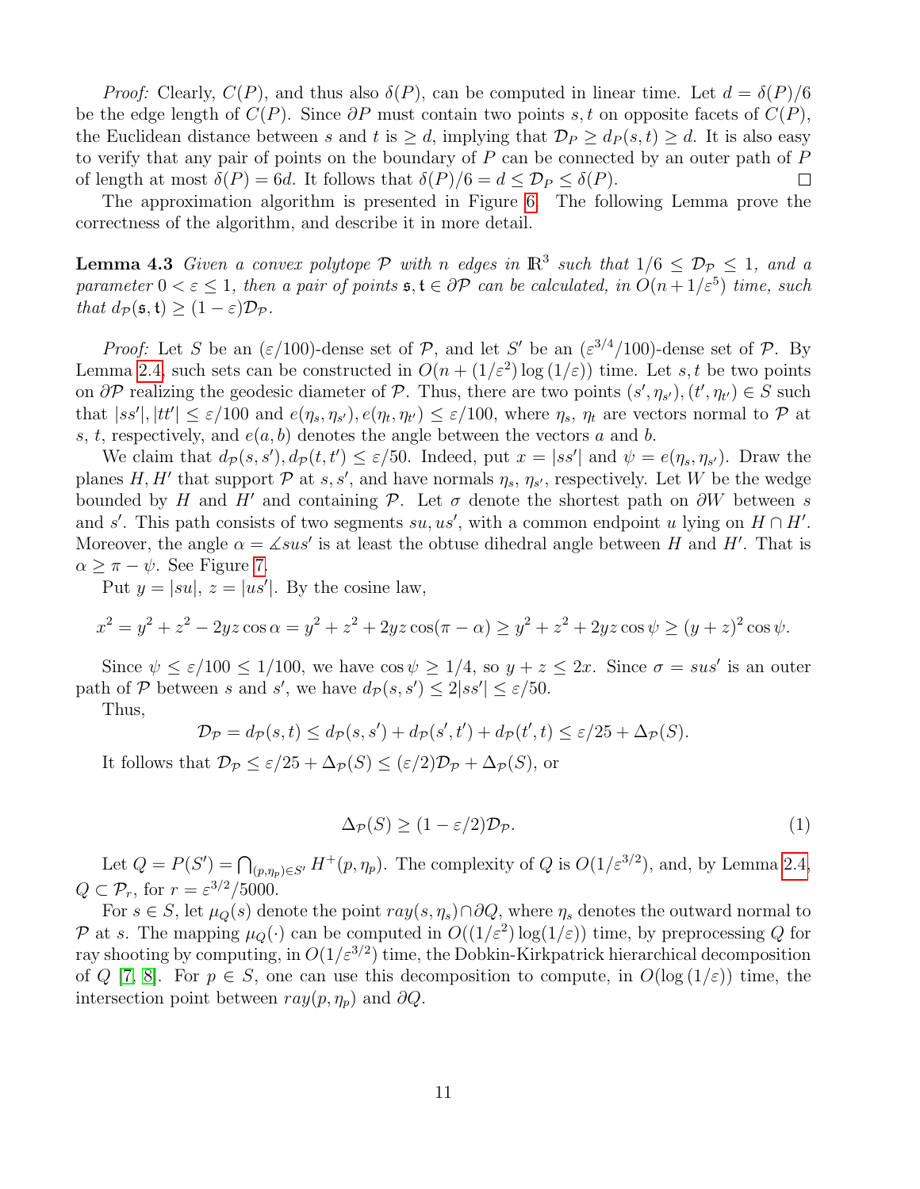*Proof:* Clearly, $C(P)$, and thus also $\delta(P)$, can be computed in linear time. Let $d = \delta(P)/6$ be the edge length of $C(P)$. Since $\partial P$ must contain two points $s, t$ on opposite facets of $C(P)$, the Euclidean distance between $s$ and $t$ is $\geq d$, implying that $\mathcal{D}_P \geq d_P(s,t) \geq d$. It is also easy to verify that any pair of points on the boundary of $P$ can be connected by an outer path of $P$ of length at most $\delta(P) = 6d$. It follows that $\delta(P)/6 = d \leq \mathcal{D}_P \leq \delta(P)$. □

The approximation algorithm is presented in Figure 6. The following Lemma prove the correctness of the algorithm, and describe it in more detail.

**Lemma 4.3** *Given a convex polytope $\mathcal{P}$ with $n$ edges in $\mathbb{R}^3$ such that $1/6 \leq \mathcal{D}_\mathcal{P} \leq 1$, and a parameter $0 < \varepsilon \leq 1$, then a pair of points $\mathfrak{s}, \mathfrak{t} \in \partial\mathcal{P}$ can be calculated, in $O(n + 1/\varepsilon^5)$ time, such that $d_\mathcal{P}(\mathfrak{s}, \mathfrak{t}) \geq (1-\varepsilon)\mathcal{D}_\mathcal{P}$.*

*Proof:* Let $S$ be an $(\varepsilon/100)$-dense set of $\mathcal{P}$, and let $S'$ be an $(\varepsilon^{3/4}/100)$-dense set of $\mathcal{P}$. By Lemma 2.4, such sets can be constructed in $O(n + (1/\varepsilon^2)\log(1/\varepsilon))$ time. Let $s, t$ be two points on $\partial\mathcal{P}$ realizing the geodesic diameter of $\mathcal{P}$. Thus, there are two points $(s', \eta_{s'}), (t', \eta_{t'}) \in S$ such that $|ss'|, |tt'| \leq \varepsilon/100$ and $e(\eta_s, \eta_{s'}), e(\eta_t, \eta_{t'}) \leq \varepsilon/100$, where $\eta_s$, $\eta_t$ are vectors normal to $\mathcal{P}$ at $s$, $t$, respectively, and $e(a,b)$ denotes the angle between the vectors $a$ and $b$.

We claim that $d_\mathcal{P}(s, s'), d_\mathcal{P}(t, t') \leq \varepsilon/50$. Indeed, put $x = |ss'|$ and $\psi = e(\eta_s, \eta_{s'})$. Draw the planes $H, H'$ that support $\mathcal{P}$ at $s, s'$, and have normals $\eta_s$, $\eta_{s'}$, respectively. Let $W$ be the wedge bounded by $H$ and $H'$ and containing $\mathcal{P}$. Let $\sigma$ denote the shortest path on $\partial W$ between $s$ and $s'$. This path consists of two segments $su, us'$, with a common endpoint $u$ lying on $H \cap H'$. Moreover, the angle $\alpha = \measuredangle sus'$ is at least the obtuse dihedral angle between $H$ and $H'$. That is $\alpha \geq \pi - \psi$. See Figure 7.

Put $y = |su|$, $z = |us'|$. By the cosine law,

$$x^2 = y^2 + z^2 - 2yz\cos\alpha = y^2 + z^2 + 2yz\cos(\pi - \alpha) \geq y^2 + z^2 + 2yz\cos\psi \geq (y+z)^2\cos\psi.$$

Since $\psi \leq \varepsilon/100 \leq 1/100$, we have $\cos\psi \geq 1/4$, so $y + z \leq 2x$. Since $\sigma = sus'$ is an outer path of $\mathcal{P}$ between $s$ and $s'$, we have $d_\mathcal{P}(s, s') \leq 2|ss'| \leq \varepsilon/50$.

Thus,

$$\mathcal{D}_\mathcal{P} = d_\mathcal{P}(s,t) \leq d_\mathcal{P}(s,s') + d_\mathcal{P}(s',t') + d_\mathcal{P}(t',t) \leq \varepsilon/25 + \Delta_\mathcal{P}(S).$$

It follows that $\mathcal{D}_\mathcal{P} \leq \varepsilon/25 + \Delta_\mathcal{P}(S) \leq (\varepsilon/2)\mathcal{D}_\mathcal{P} + \Delta_\mathcal{P}(S)$, or

$$\Delta_\mathcal{P}(S) \geq (1 - \varepsilon/2)\mathcal{D}_\mathcal{P}. \tag{1}$$

Let $Q = P(S') = \bigcap_{(p,\eta_p)\in S'} H^+(p, \eta_p)$. The complexity of $Q$ is $O(1/\varepsilon^{3/2})$, and, by Lemma 2.4, $Q \subset \mathcal{P}_r$, for $r = \varepsilon^{3/2}/5000$.

For $s \in S$, let $\mu_Q(s)$ denote the point $ray(s, \eta_s) \cap \partial Q$, where $\eta_s$ denotes the outward normal to $\mathcal{P}$ at $s$. The mapping $\mu_Q(\cdot)$ can be computed in $O((1/\varepsilon^2)\log(1/\varepsilon))$ time, by preprocessing $Q$ for ray shooting by computing, in $O(1/\varepsilon^{3/2})$ time, the Dobkin-Kirkpatrick hierarchical decomposition of $Q$ [7, 8]. For $p \in S$, one can use this decomposition to compute, in $O(\log(1/\varepsilon))$ time, the intersection point between $ray(p, \eta_p)$ and $\partial Q$.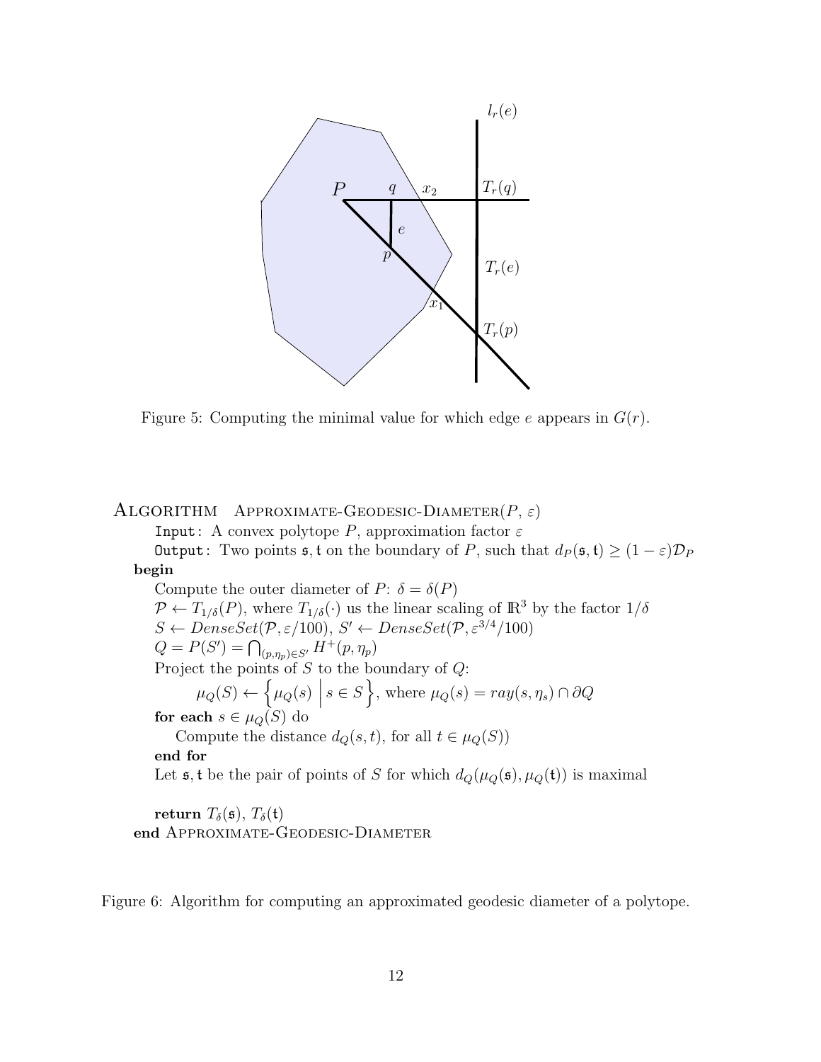Figure 5: Computing the minimal value for which edge $e$ appears in $G(r)$.

---

**Algorithm** Approximate-Geodesic-Diameter($P$, $\varepsilon$)

Input: A convex polytope $P$, approximation factor $\varepsilon$

Output: Two points $\mathfrak{s}, \mathfrak{t}$ on the boundary of $P$, such that $d_P(\mathfrak{s}, \mathfrak{t}) \geq (1 - \varepsilon)\mathcal{D}_P$

**begin**

Compute the outer diameter of $P$: $\delta = \delta(P)$

$\mathcal{P} \leftarrow T_{1/\delta}(P)$, where $T_{1/\delta}(\cdot)$ us the linear scaling of $\mathbb{R}^3$ by the factor $1/\delta$

$S \leftarrow DenseSet(\mathcal{P}, \varepsilon/100)$, $S' \leftarrow DenseSet(\mathcal{P}, \varepsilon^{3/4}/100)$

$Q = P(S') = \bigcap_{(p,\eta_p) \in S'} H^+(p, \eta_p)$

Project the points of $S$ to the boundary of $Q$:

$$\mu_Q(S) \leftarrow \left\{ \mu_Q(s) \;\middle|\; s \in S \right\}, \text{ where } \mu_Q(s) = ray(s, \eta_s) \cap \partial Q$$

**for each** $s \in \mu_Q(S)$ do

Compute the distance $d_Q(s, t)$, for all $t \in \mu_Q(S)$)

**end for**

Let $\mathfrak{s}, \mathfrak{t}$ be the pair of points of $S$ for which $d_Q(\mu_Q(\mathfrak{s}), \mu_Q(\mathfrak{t}))$ is maximal

**return** $T_\delta(\mathfrak{s})$, $T_\delta(\mathfrak{t})$

**end** Approximate-Geodesic-Diameter

Figure 6: Algorithm for computing an approximated geodesic diameter of a polytope.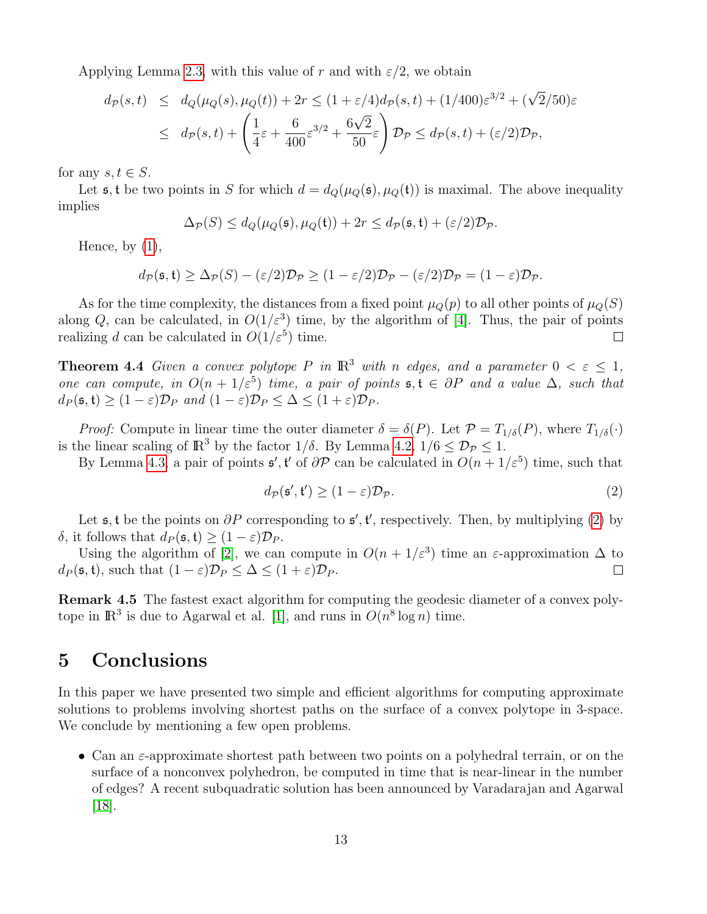Applying Lemma 2.3, with this value of $r$ and with $\varepsilon/2$, we obtain

$$
\begin{aligned}
d_{\mathcal{P}}(s,t) &\leq d_Q(\mu_Q(s), \mu_Q(t)) + 2r \leq (1+\varepsilon/4) d_{\mathcal{P}}(s,t) + (1/400)\varepsilon^{3/2} + (\sqrt{2}/50)\varepsilon \\
&\leq d_{\mathcal{P}}(s,t) + \left( \frac{1}{4}\varepsilon + \frac{6}{400}\varepsilon^{3/2} + \frac{6\sqrt{2}}{50}\varepsilon \right) \mathcal{D}_{\mathcal{P}} \leq d_{\mathcal{P}}(s,t) + (\varepsilon/2)\mathcal{D}_{\mathcal{P}},
\end{aligned}
$$

for any $s, t \in S$.

Let $\mathfrak{s}, \mathfrak{t}$ be two points in $S$ for which $d = d_Q(\mu_Q(\mathfrak{s}), \mu_Q(\mathfrak{t}))$ is maximal. The above inequality implies

$$
\Delta_{\mathcal{P}}(S) \leq d_Q(\mu_Q(\mathfrak{s}), \mu_Q(\mathfrak{t})) + 2r \leq d_{\mathcal{P}}(\mathfrak{s}, \mathfrak{t}) + (\varepsilon/2)\mathcal{D}_{\mathcal{P}}.
$$

Hence, by (1),

$$
d_{\mathcal{P}}(\mathfrak{s}, \mathfrak{t}) \geq \Delta_{\mathcal{P}}(S) - (\varepsilon/2)\mathcal{D}_{\mathcal{P}} \geq (1-\varepsilon/2)\mathcal{D}_{\mathcal{P}} - (\varepsilon/2)\mathcal{D}_{\mathcal{P}} = (1-\varepsilon)\mathcal{D}_{\mathcal{P}}.
$$

As for the time complexity, the distances from a fixed point $\mu_Q(p)$ to all other points of $\mu_Q(S)$ along $Q$, can be calculated, in $O(1/\varepsilon^3)$ time, by the algorithm of [4]. Thus, the pair of points realizing $d$ can be calculated in $O(1/\varepsilon^5)$ time. $\square$

**Theorem 4.4** *Given a convex polytope $P$ in $\mathbb{R}^3$ with $n$ edges, and a parameter $0 < \varepsilon \leq 1$, one can compute, in $O(n + 1/\varepsilon^5)$ time, a pair of points $\mathfrak{s}, \mathfrak{t} \in \partial P$ and a value $\Delta$, such that $d_P(\mathfrak{s}, \mathfrak{t}) \geq (1-\varepsilon)\mathcal{D}_P$ and $(1-\varepsilon)\mathcal{D}_P \leq \Delta \leq (1+\varepsilon)\mathcal{D}_P$.*

*Proof:* Compute in linear time the outer diameter $\delta = \delta(P)$. Let $\mathcal{P} = T_{1/\delta}(P)$, where $T_{1/\delta}(\cdot)$ is the linear scaling of $\mathbb{R}^3$ by the factor $1/\delta$. By Lemma 4.2, $1/6 \leq \mathcal{D}_{\mathcal{P}} \leq 1$.

By Lemma 4.3, a pair of points $\mathfrak{s}', \mathfrak{t}'$ of $\partial \mathcal{P}$ can be calculated in $O(n + 1/\varepsilon^5)$ time, such that

$$
d_{\mathcal{P}}(\mathfrak{s}', \mathfrak{t}') \geq (1-\varepsilon)\mathcal{D}_{\mathcal{P}}. \tag{2}
$$

Let $\mathfrak{s}, \mathfrak{t}$ be the points on $\partial P$ corresponding to $\mathfrak{s}', \mathfrak{t}'$, respectively. Then, by multiplying (2) by $\delta$, it follows that $d_P(\mathfrak{s}, \mathfrak{t}) \geq (1-\varepsilon)\mathcal{D}_P$.

Using the algorithm of [2], we can compute in $O(n + 1/\varepsilon^3)$ time an $\varepsilon$-approximation $\Delta$ to $d_P(\mathfrak{s}, \mathfrak{t})$, such that $(1-\varepsilon)\mathcal{D}_P \leq \Delta \leq (1+\varepsilon)\mathcal{D}_P$. $\square$

**Remark 4.5** The fastest exact algorithm for computing the geodesic diameter of a convex polytope in $\mathbb{R}^3$ is due to Agarwal et al. [1], and runs in $O(n^8 \log n)$ time.

# 5 Conclusions

In this paper we have presented two simple and efficient algorithms for computing approximate solutions to problems involving shortest paths on the surface of a convex polytope in 3-space. We conclude by mentioning a few open problems.

- Can an $\varepsilon$-approximate shortest path between two points on a polyhedral terrain, or on the surface of a nonconvex polyhedron, be computed in time that is near-linear in the number of edges? A recent subquadratic solution has been announced by Varadarajan and Agarwal [18].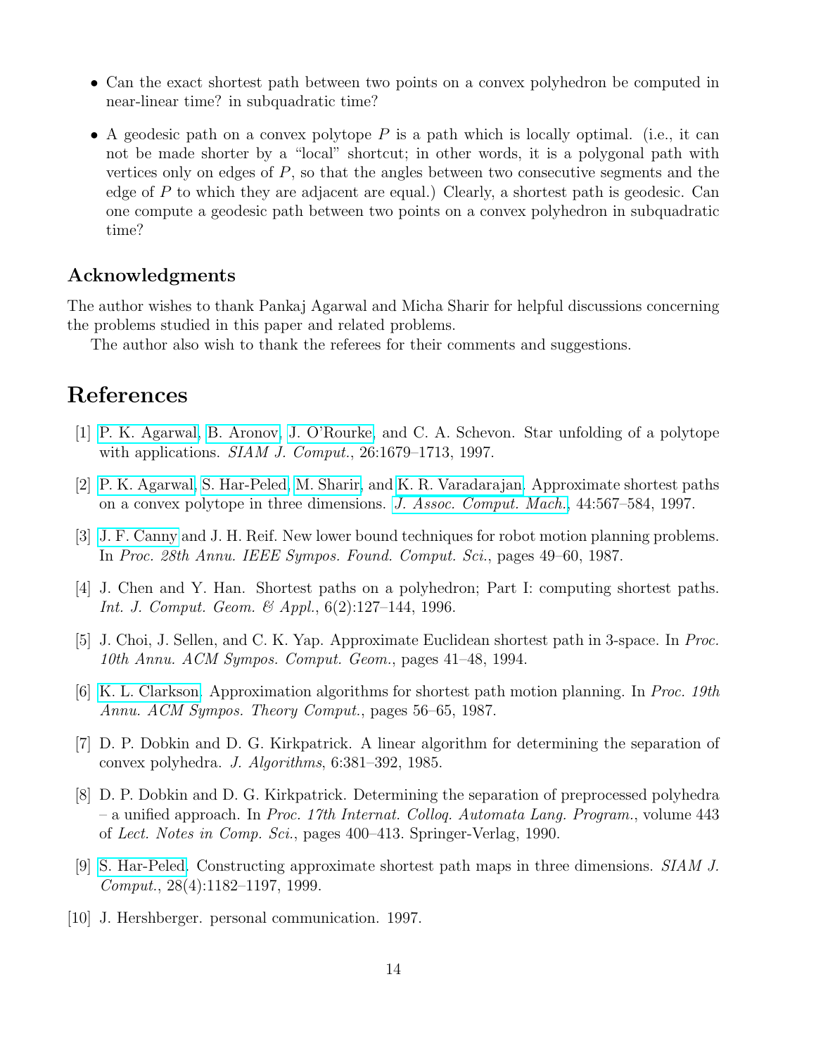- Can the exact shortest path between two points on a convex polyhedron be computed in near-linear time? in subquadratic time?
- A geodesic path on a convex polytope $P$ is a path which is locally optimal. (i.e., it can not be made shorter by a "local" shortcut; in other words, it is a polygonal path with vertices only on edges of $P$, so that the angles between two consecutive segments and the edge of $P$ to which they are adjacent are equal.) Clearly, a shortest path is geodesic. Can one compute a geodesic path between two points on a convex polyhedron in subquadratic time?

## Acknowledgments

The author wishes to thank Pankaj Agarwal and Micha Sharir for helpful discussions concerning the problems studied in this paper and related problems.

The author also wish to thank the referees for their comments and suggestions.

# References

[1] P. K. Agarwal, B. Aronov, J. O'Rourke, and C. A. Schevon. Star unfolding of a polytope with applications. *SIAM J. Comput.*, 26:1679–1713, 1997.

[2] P. K. Agarwal, S. Har-Peled, M. Sharir, and K. R. Varadarajan. Approximate shortest paths on a convex polytope in three dimensions. *J. Assoc. Comput. Mach.*, 44:567–584, 1997.

[3] J. F. Canny and J. H. Reif. New lower bound techniques for robot motion planning problems. In *Proc. 28th Annu. IEEE Sympos. Found. Comput. Sci.*, pages 49–60, 1987.

[4] J. Chen and Y. Han. Shortest paths on a polyhedron; Part I: computing shortest paths. *Int. J. Comput. Geom. & Appl.*, 6(2):127–144, 1996.

[5] J. Choi, J. Sellen, and C. K. Yap. Approximate Euclidean shortest path in 3-space. In *Proc. 10th Annu. ACM Sympos. Comput. Geom.*, pages 41–48, 1994.

[6] K. L. Clarkson. Approximation algorithms for shortest path motion planning. In *Proc. 19th Annu. ACM Sympos. Theory Comput.*, pages 56–65, 1987.

[7] D. P. Dobkin and D. G. Kirkpatrick. A linear algorithm for determining the separation of convex polyhedra. *J. Algorithms*, 6:381–392, 1985.

[8] D. P. Dobkin and D. G. Kirkpatrick. Determining the separation of preprocessed polyhedra – a unified approach. In *Proc. 17th Internat. Colloq. Automata Lang. Program.*, volume 443 of *Lect. Notes in Comp. Sci.*, pages 400–413. Springer-Verlag, 1990.

[9] S. Har-Peled. Constructing approximate shortest path maps in three dimensions. *SIAM J. Comput.*, 28(4):1182–1197, 1999.

[10] J. Hershberger. personal communication. 1997.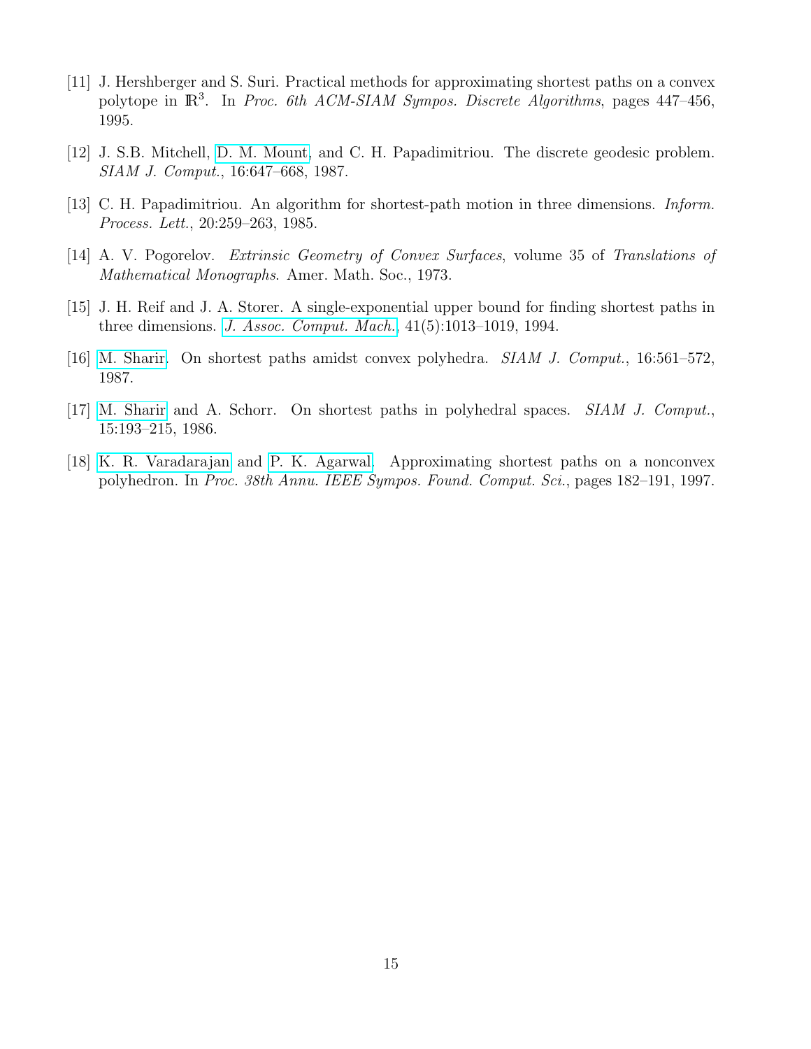[11] J. Hershberger and S. Suri. Practical methods for approximating shortest paths on a convex polytope in $\mathbb{R}^3$. In *Proc. 6th ACM-SIAM Sympos. Discrete Algorithms*, pages 447–456, 1995.

[12] J. S.B. Mitchell, D. M. Mount, and C. H. Papadimitriou. The discrete geodesic problem. *SIAM J. Comput.*, 16:647–668, 1987.

[13] C. H. Papadimitriou. An algorithm for shortest-path motion in three dimensions. *Inform. Process. Lett.*, 20:259–263, 1985.

[14] A. V. Pogorelov. *Extrinsic Geometry of Convex Surfaces*, volume 35 of *Translations of Mathematical Monographs*. Amer. Math. Soc., 1973.

[15] J. H. Reif and J. A. Storer. A single-exponential upper bound for finding shortest paths in three dimensions. *J. Assoc. Comput. Mach.*, 41(5):1013–1019, 1994.

[16] M. Sharir. On shortest paths amidst convex polyhedra. *SIAM J. Comput.*, 16:561–572, 1987.

[17] M. Sharir and A. Schorr. On shortest paths in polyhedral spaces. *SIAM J. Comput.*, 15:193–215, 1986.

[18] K. R. Varadarajan and P. K. Agarwal. Approximating shortest paths on a nonconvex polyhedron. In *Proc. 38th Annu. IEEE Sympos. Found. Comput. Sci.*, pages 182–191, 1997.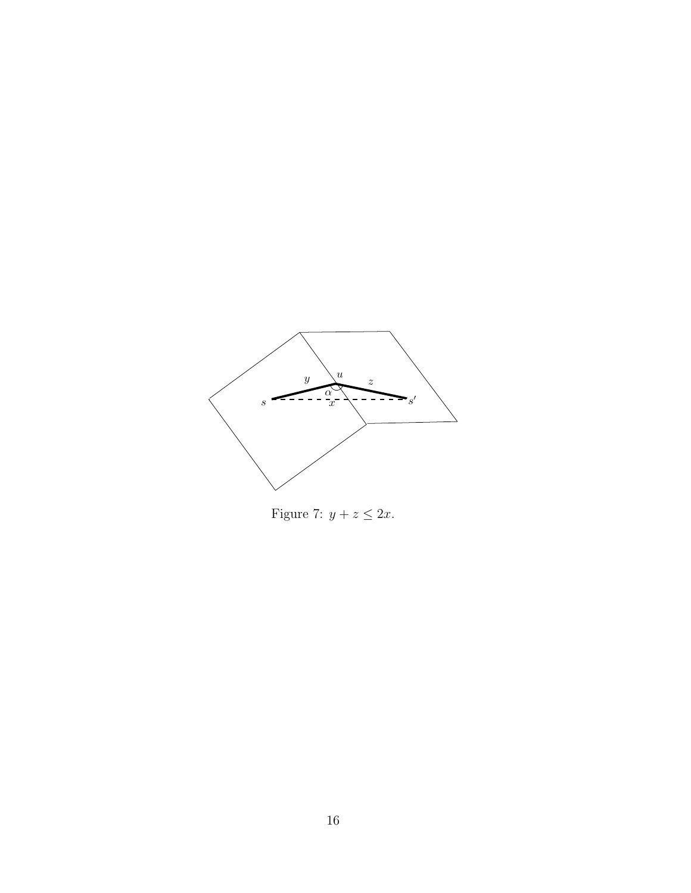$y$ $u$ $z$

$\alpha$

$s$ $x$ $s'$

Figure 7: $y + z \leq 2x$.